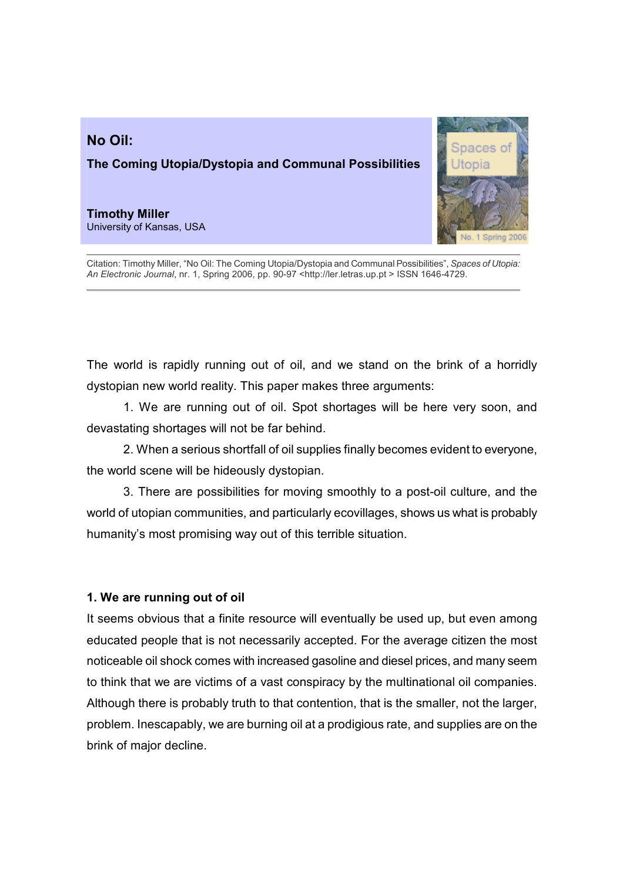# No Oil:

## The Coming Utopia/Dystopia and Communal Possibilities

**Timothy Miller**
University of Kansas, USA

Citation: Timothy Miller, "No Oil: The Coming Utopia/Dystopia and Communal Possibilities", *Spaces of Utopia: An Electronic Journal*, nr. 1, Spring 2006, pp. 90-97 <http://ler.letras.up.pt > ISSN 1646-4729.

---

The world is rapidly running out of oil, and we stand on the brink of a horridly dystopian new world reality. This paper makes three arguments:

1. We are running out of oil. Spot shortages will be here very soon, and devastating shortages will not be far behind.

2. When a serious shortfall of oil supplies finally becomes evident to everyone, the world scene will be hideously dystopian.

3. There are possibilities for moving smoothly to a post-oil culture, and the world of utopian communities, and particularly ecovillages, shows us what is probably humanity's most promising way out of this terrible situation.

### 1. We are running out of oil

It seems obvious that a finite resource will eventually be used up, but even among educated people that is not necessarily accepted. For the average citizen the most noticeable oil shock comes with increased gasoline and diesel prices, and many seem to think that we are victims of a vast conspiracy by the multinational oil companies. Although there is probably truth to that contention, that is the smaller, not the larger, problem. Inescapably, we are burning oil at a prodigious rate, and supplies are on the brink of major decline.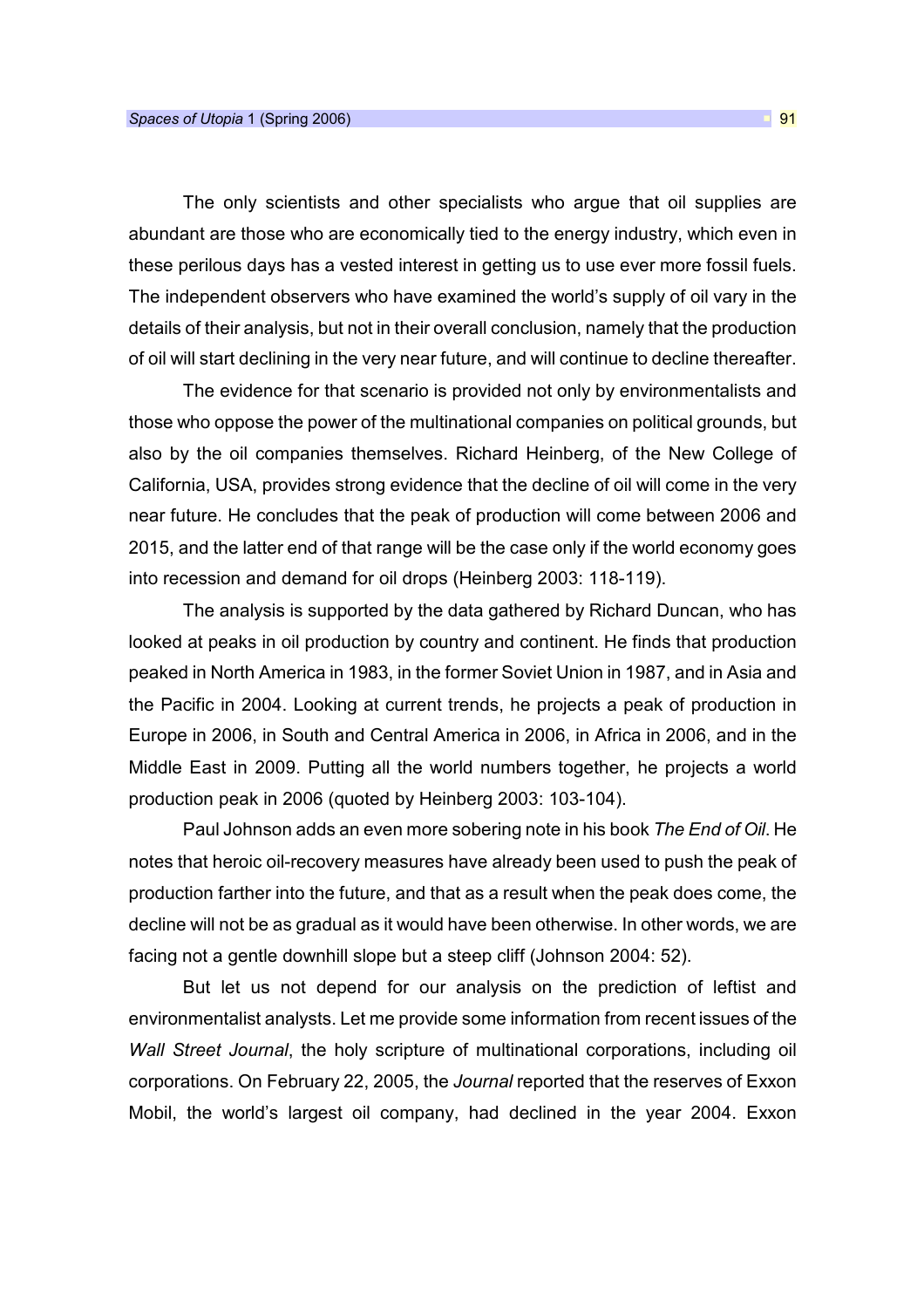The only scientists and other specialists who argue that oil supplies are abundant are those who are economically tied to the energy industry, which even in these perilous days has a vested interest in getting us to use ever more fossil fuels. The independent observers who have examined the world's supply of oil vary in the details of their analysis, but not in their overall conclusion, namely that the production of oil will start declining in the very near future, and will continue to decline thereafter.

The evidence for that scenario is provided not only by environmentalists and those who oppose the power of the multinational companies on political grounds, but also by the oil companies themselves. Richard Heinberg, of the New College of California, USA, provides strong evidence that the decline of oil will come in the very near future. He concludes that the peak of production will come between 2006 and 2015, and the latter end of that range will be the case only if the world economy goes into recession and demand for oil drops (Heinberg 2003: 118-119).

The analysis is supported by the data gathered by Richard Duncan, who has looked at peaks in oil production by country and continent. He finds that production peaked in North America in 1983, in the former Soviet Union in 1987, and in Asia and the Pacific in 2004. Looking at current trends, he projects a peak of production in Europe in 2006, in South and Central America in 2006, in Africa in 2006, and in the Middle East in 2009. Putting all the world numbers together, he projects a world production peak in 2006 (quoted by Heinberg 2003: 103-104).

Paul Johnson adds an even more sobering note in his book *The End of Oil*. He notes that heroic oil-recovery measures have already been used to push the peak of production farther into the future, and that as a result when the peak does come, the decline will not be as gradual as it would have been otherwise. In other words, we are facing not a gentle downhill slope but a steep cliff (Johnson 2004: 52).

But let us not depend for our analysis on the prediction of leftist and environmentalist analysts. Let me provide some information from recent issues of the *Wall Street Journal*, the holy scripture of multinational corporations, including oil corporations. On February 22, 2005, the *Journal* reported that the reserves of Exxon Mobil, the world's largest oil company, had declined in the year 2004. Exxon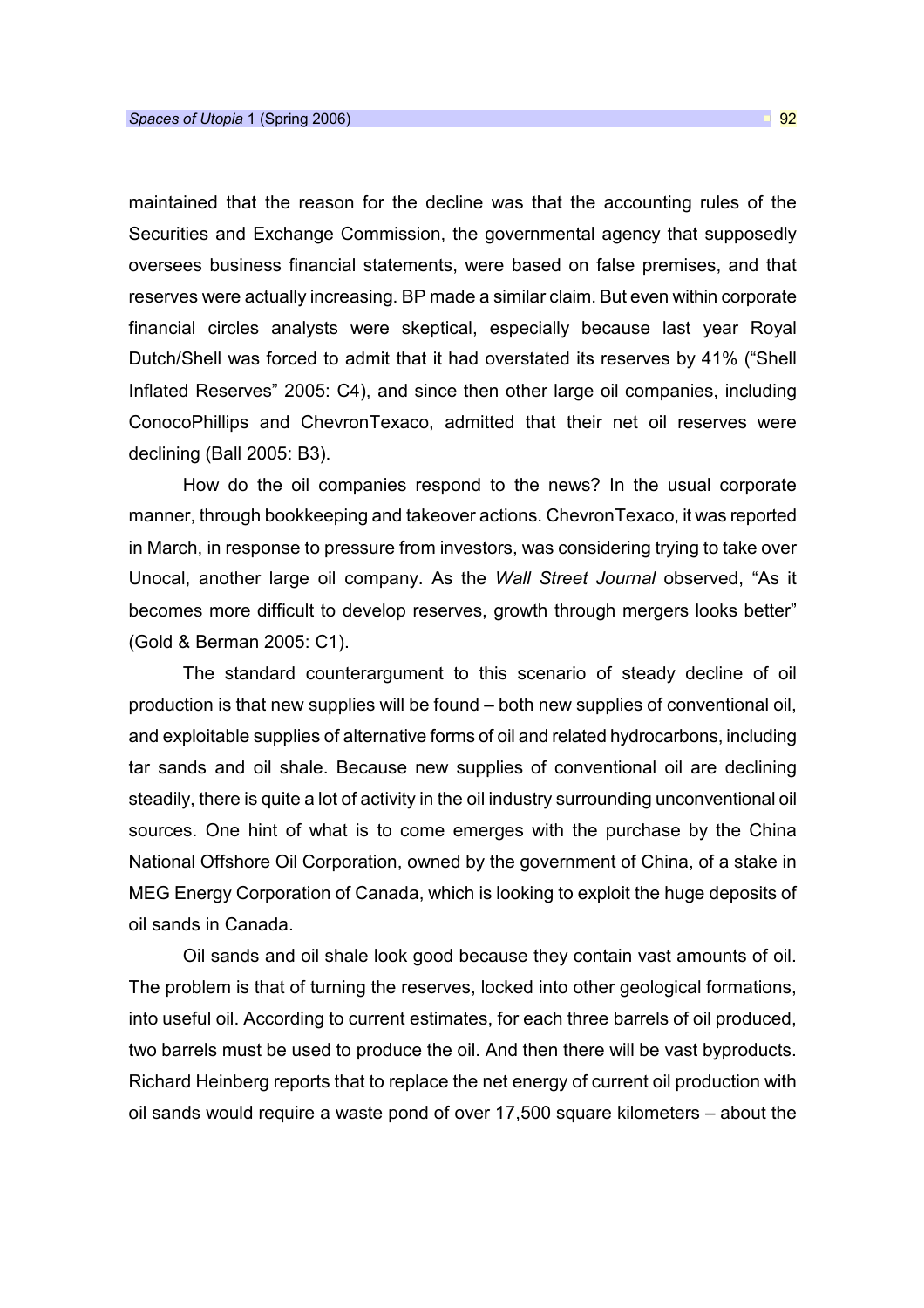maintained that the reason for the decline was that the accounting rules of the Securities and Exchange Commission, the governmental agency that supposedly oversees business financial statements, were based on false premises, and that reserves were actually increasing. BP made a similar claim. But even within corporate financial circles analysts were skeptical, especially because last year Royal Dutch/Shell was forced to admit that it had overstated its reserves by 41% ("Shell Inflated Reserves" 2005: C4), and since then other large oil companies, including ConocoPhillips and ChevronTexaco, admitted that their net oil reserves were declining (Ball 2005: B3).

How do the oil companies respond to the news? In the usual corporate manner, through bookkeeping and takeover actions. ChevronTexaco, it was reported in March, in response to pressure from investors, was considering trying to take over Unocal, another large oil company. As the *Wall Street Journal* observed, "As it becomes more difficult to develop reserves, growth through mergers looks better" (Gold & Berman 2005: C1).

The standard counterargument to this scenario of steady decline of oil production is that new supplies will be found – both new supplies of conventional oil, and exploitable supplies of alternative forms of oil and related hydrocarbons, including tar sands and oil shale. Because new supplies of conventional oil are declining steadily, there is quite a lot of activity in the oil industry surrounding unconventional oil sources. One hint of what is to come emerges with the purchase by the China National Offshore Oil Corporation, owned by the government of China, of a stake in MEG Energy Corporation of Canada, which is looking to exploit the huge deposits of oil sands in Canada.

Oil sands and oil shale look good because they contain vast amounts of oil. The problem is that of turning the reserves, locked into other geological formations, into useful oil. According to current estimates, for each three barrels of oil produced, two barrels must be used to produce the oil. And then there will be vast byproducts. Richard Heinberg reports that to replace the net energy of current oil production with oil sands would require a waste pond of over 17,500 square kilometers – about the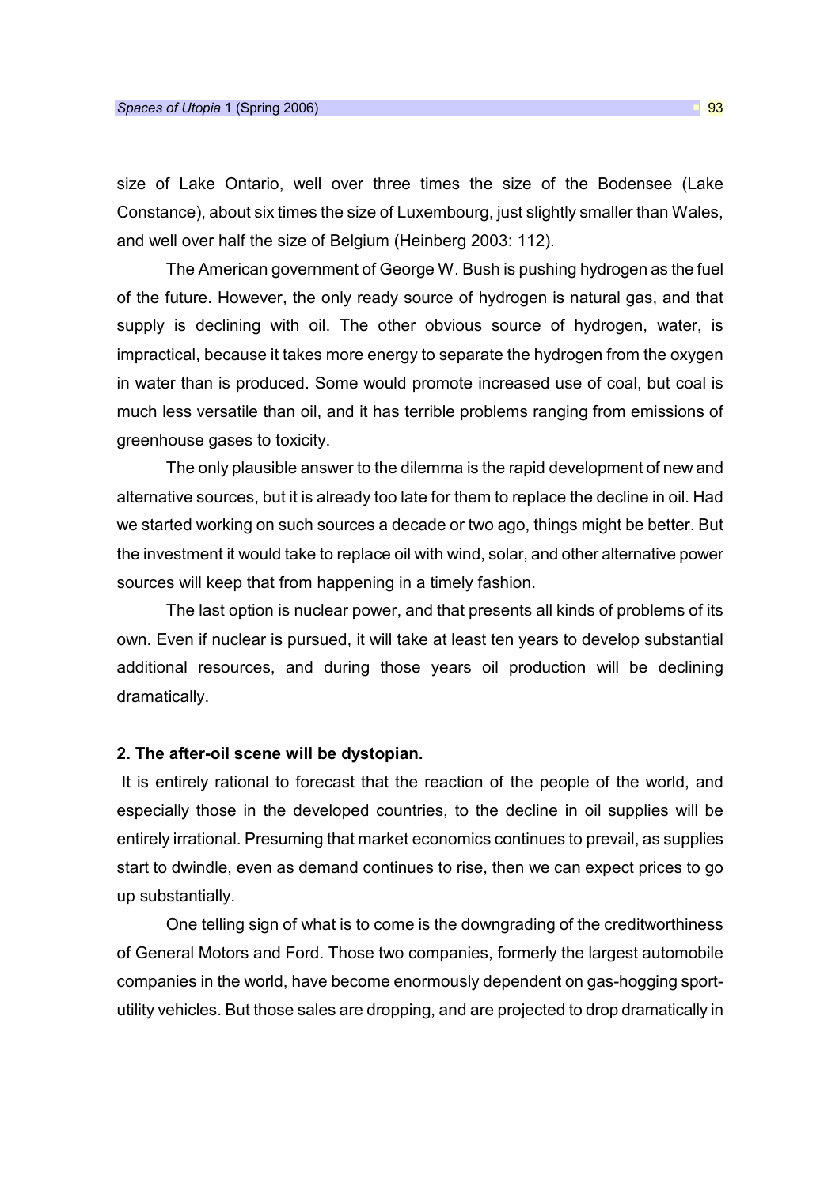size of Lake Ontario, well over three times the size of the Bodensee (Lake Constance), about six times the size of Luxembourg, just slightly smaller than Wales, and well over half the size of Belgium (Heinberg 2003: 112).

The American government of George W. Bush is pushing hydrogen as the fuel of the future. However, the only ready source of hydrogen is natural gas, and that supply is declining with oil. The other obvious source of hydrogen, water, is impractical, because it takes more energy to separate the hydrogen from the oxygen in water than is produced. Some would promote increased use of coal, but coal is much less versatile than oil, and it has terrible problems ranging from emissions of greenhouse gases to toxicity.

The only plausible answer to the dilemma is the rapid development of new and alternative sources, but it is already too late for them to replace the decline in oil. Had we started working on such sources a decade or two ago, things might be better. But the investment it would take to replace oil with wind, solar, and other alternative power sources will keep that from happening in a timely fashion.

The last option is nuclear power, and that presents all kinds of problems of its own. Even if nuclear is pursued, it will take at least ten years to develop substantial additional resources, and during those years oil production will be declining dramatically.

### 2. The after-oil scene will be dystopian.

It is entirely rational to forecast that the reaction of the people of the world, and especially those in the developed countries, to the decline in oil supplies will be entirely irrational. Presuming that market economics continues to prevail, as supplies start to dwindle, even as demand continues to rise, then we can expect prices to go up substantially.

One telling sign of what is to come is the downgrading of the creditworthiness of General Motors and Ford. Those two companies, formerly the largest automobile companies in the world, have become enormously dependent on gas-hogging sport-utility vehicles. But those sales are dropping, and are projected to drop dramatically in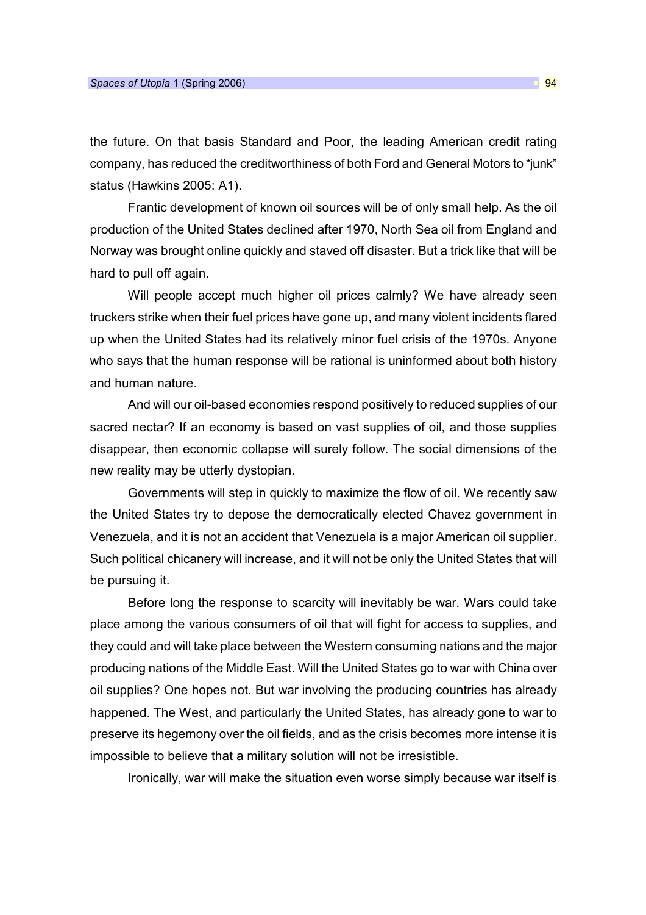the future. On that basis Standard and Poor, the leading American credit rating company, has reduced the creditworthiness of both Ford and General Motors to "junk" status (Hawkins 2005: A1).

Frantic development of known oil sources will be of only small help. As the oil production of the United States declined after 1970, North Sea oil from England and Norway was brought online quickly and staved off disaster. But a trick like that will be hard to pull off again.

Will people accept much higher oil prices calmly? We have already seen truckers strike when their fuel prices have gone up, and many violent incidents flared up when the United States had its relatively minor fuel crisis of the 1970s. Anyone who says that the human response will be rational is uninformed about both history and human nature.

And will our oil-based economies respond positively to reduced supplies of our sacred nectar? If an economy is based on vast supplies of oil, and those supplies disappear, then economic collapse will surely follow. The social dimensions of the new reality may be utterly dystopian.

Governments will step in quickly to maximize the flow of oil. We recently saw the United States try to depose the democratically elected Chavez government in Venezuela, and it is not an accident that Venezuela is a major American oil supplier. Such political chicanery will increase, and it will not be only the United States that will be pursuing it.

Before long the response to scarcity will inevitably be war. Wars could take place among the various consumers of oil that will fight for access to supplies, and they could and will take place between the Western consuming nations and the major producing nations of the Middle East. Will the United States go to war with China over oil supplies? One hopes not. But war involving the producing countries has already happened. The West, and particularly the United States, has already gone to war to preserve its hegemony over the oil fields, and as the crisis becomes more intense it is impossible to believe that a military solution will not be irresistible.

Ironically, war will make the situation even worse simply because war itself is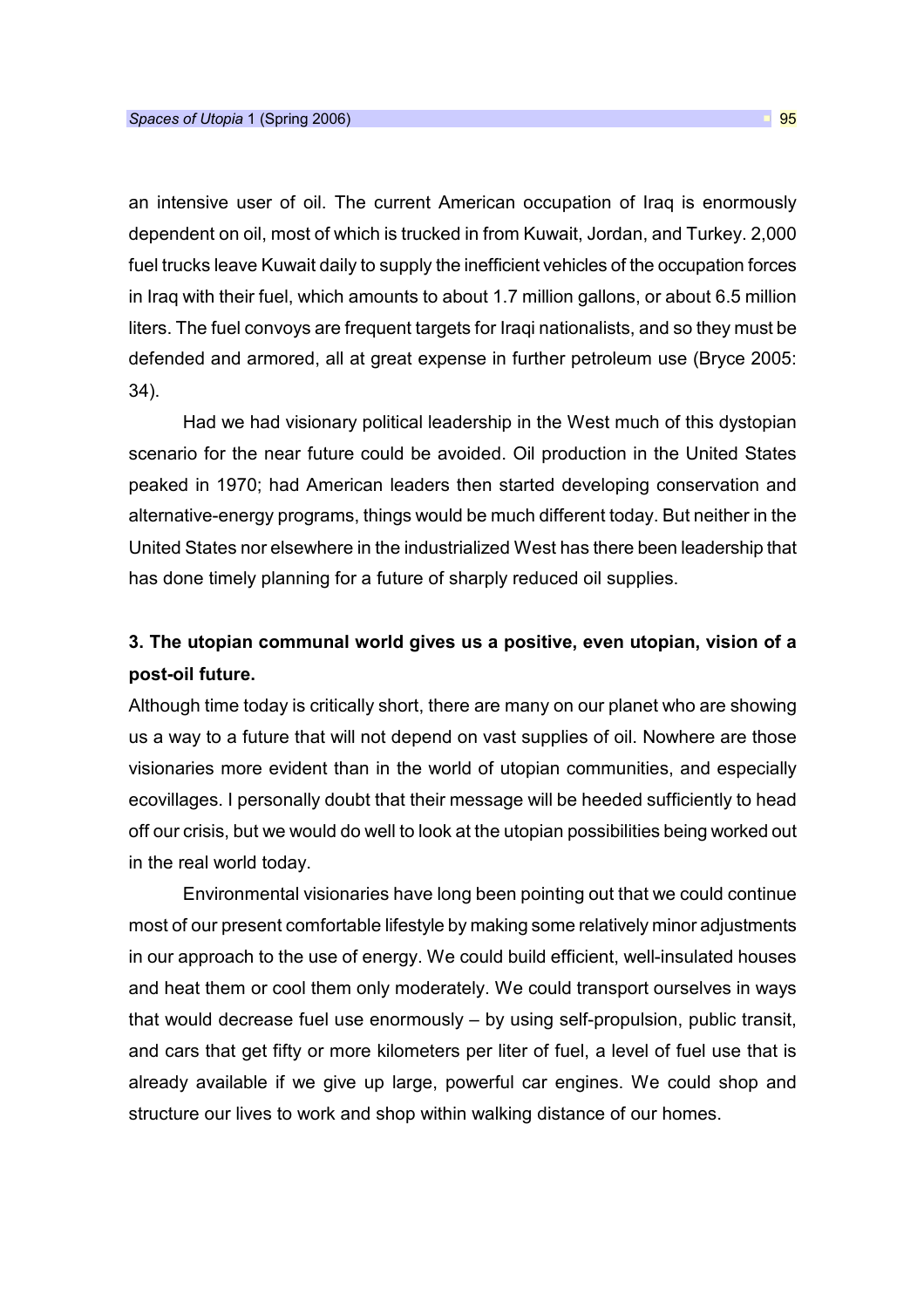an intensive user of oil. The current American occupation of Iraq is enormously dependent on oil, most of which is trucked in from Kuwait, Jordan, and Turkey. 2,000 fuel trucks leave Kuwait daily to supply the inefficient vehicles of the occupation forces in Iraq with their fuel, which amounts to about 1.7 million gallons, or about 6.5 million liters. The fuel convoys are frequent targets for Iraqi nationalists, and so they must be defended and armored, all at great expense in further petroleum use (Bryce 2005: 34).

Had we had visionary political leadership in the West much of this dystopian scenario for the near future could be avoided. Oil production in the United States peaked in 1970; had American leaders then started developing conservation and alternative-energy programs, things would be much different today. But neither in the United States nor elsewhere in the industrialized West has there been leadership that has done timely planning for a future of sharply reduced oil supplies.

### 3. The utopian communal world gives us a positive, even utopian, vision of a post-oil future.

Although time today is critically short, there are many on our planet who are showing us a way to a future that will not depend on vast supplies of oil. Nowhere are those visionaries more evident than in the world of utopian communities, and especially ecovillages. I personally doubt that their message will be heeded sufficiently to head off our crisis, but we would do well to look at the utopian possibilities being worked out in the real world today.

Environmental visionaries have long been pointing out that we could continue most of our present comfortable lifestyle by making some relatively minor adjustments in our approach to the use of energy. We could build efficient, well-insulated houses and heat them or cool them only moderately. We could transport ourselves in ways that would decrease fuel use enormously – by using self-propulsion, public transit, and cars that get fifty or more kilometers per liter of fuel, a level of fuel use that is already available if we give up large, powerful car engines. We could shop and structure our lives to work and shop within walking distance of our homes.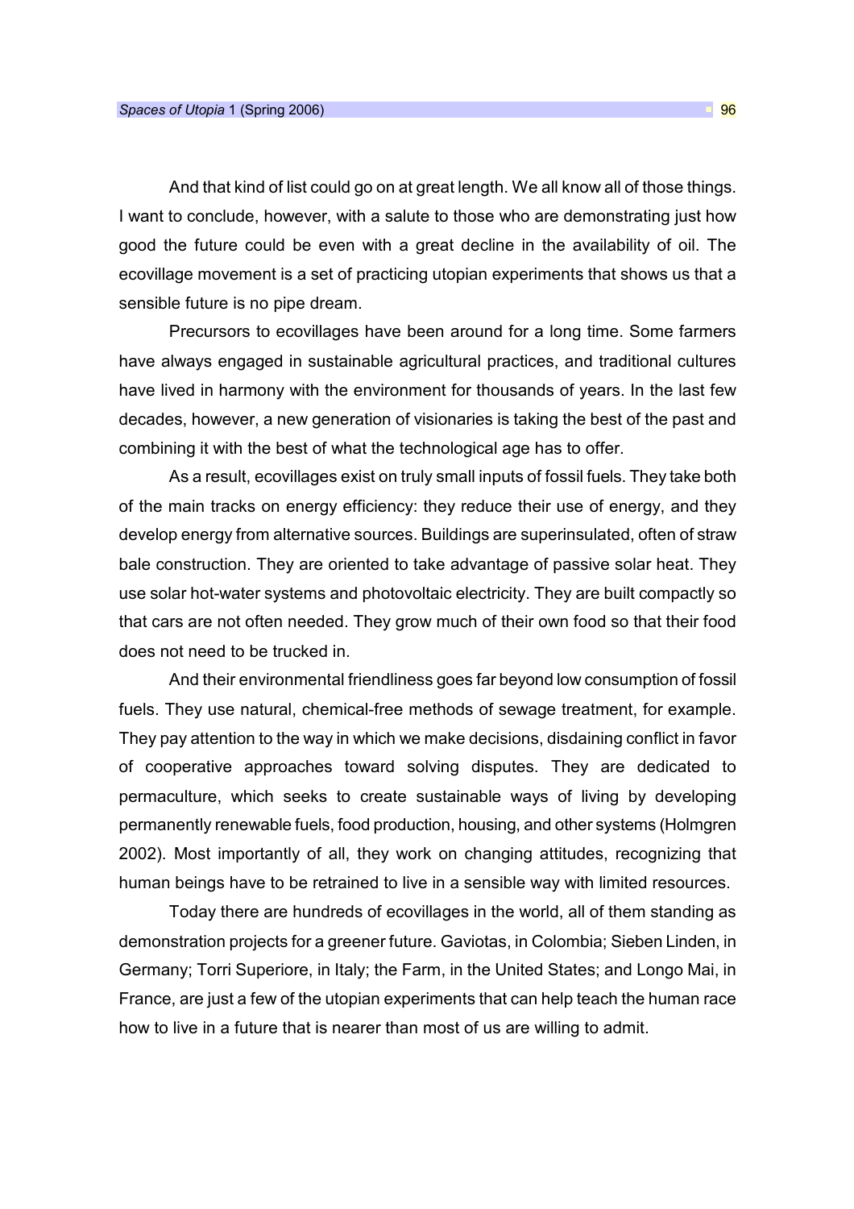And that kind of list could go on at great length. We all know all of those things. I want to conclude, however, with a salute to those who are demonstrating just how good the future could be even with a great decline in the availability of oil. The ecovillage movement is a set of practicing utopian experiments that shows us that a sensible future is no pipe dream.

Precursors to ecovillages have been around for a long time. Some farmers have always engaged in sustainable agricultural practices, and traditional cultures have lived in harmony with the environment for thousands of years. In the last few decades, however, a new generation of visionaries is taking the best of the past and combining it with the best of what the technological age has to offer.

As a result, ecovillages exist on truly small inputs of fossil fuels. They take both of the main tracks on energy efficiency: they reduce their use of energy, and they develop energy from alternative sources. Buildings are superinsulated, often of straw bale construction. They are oriented to take advantage of passive solar heat. They use solar hot-water systems and photovoltaic electricity. They are built compactly so that cars are not often needed. They grow much of their own food so that their food does not need to be trucked in.

And their environmental friendliness goes far beyond low consumption of fossil fuels. They use natural, chemical-free methods of sewage treatment, for example. They pay attention to the way in which we make decisions, disdaining conflict in favor of cooperative approaches toward solving disputes. They are dedicated to permaculture, which seeks to create sustainable ways of living by developing permanently renewable fuels, food production, housing, and other systems (Holmgren 2002). Most importantly of all, they work on changing attitudes, recognizing that human beings have to be retrained to live in a sensible way with limited resources.

Today there are hundreds of ecovillages in the world, all of them standing as demonstration projects for a greener future. Gaviotas, in Colombia; Sieben Linden, in Germany; Torri Superiore, in Italy; the Farm, in the United States; and Longo Mai, in France, are just a few of the utopian experiments that can help teach the human race how to live in a future that is nearer than most of us are willing to admit.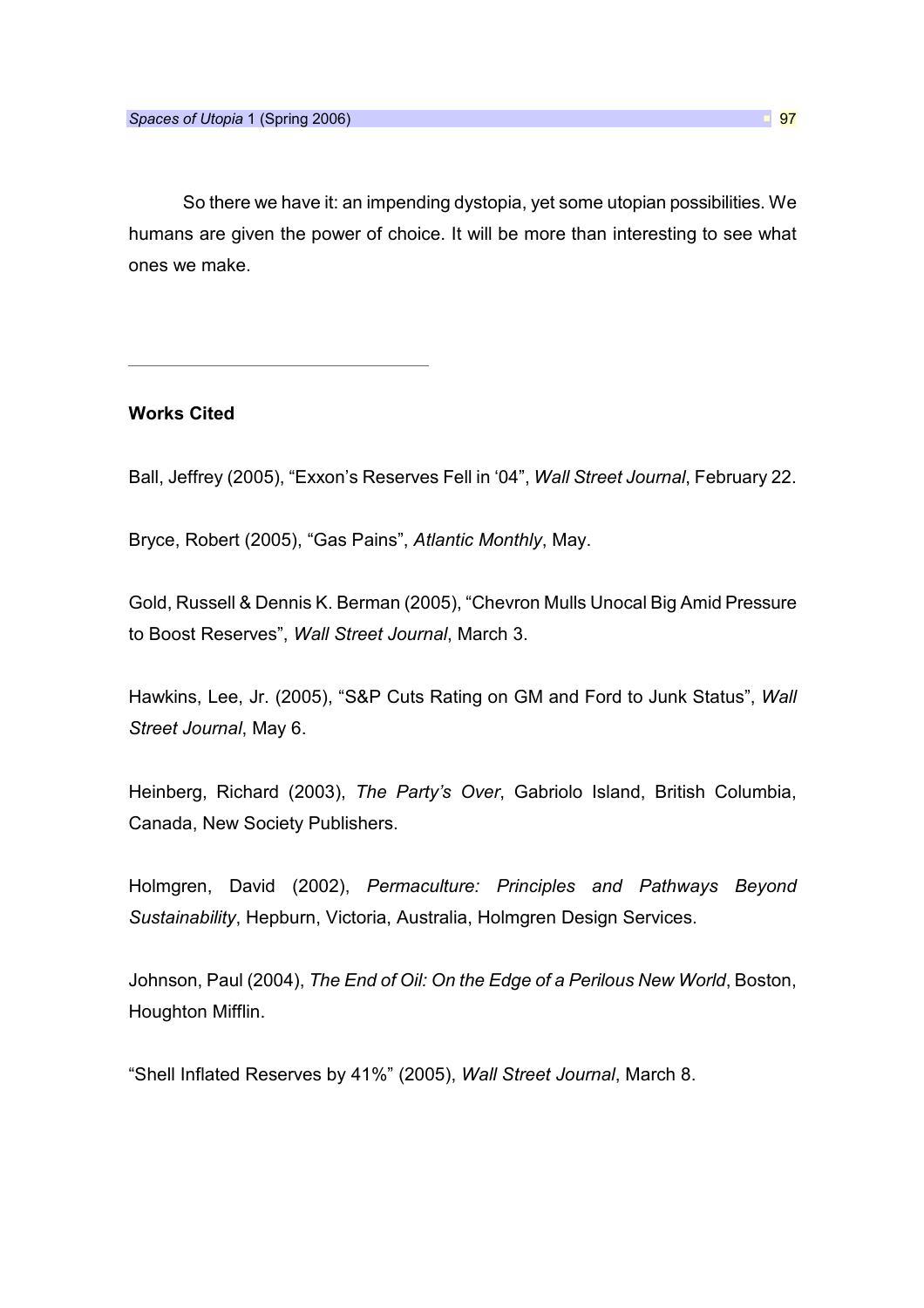So there we have it: an impending dystopia, yet some utopian possibilities. We humans are given the power of choice. It will be more than interesting to see what ones we make.

---

**Works Cited**

Ball, Jeffrey (2005), "Exxon's Reserves Fell in '04", *Wall Street Journal*, February 22.

Bryce, Robert (2005), "Gas Pains", *Atlantic Monthly*, May.

Gold, Russell & Dennis K. Berman (2005), "Chevron Mulls Unocal Big Amid Pressure to Boost Reserves", *Wall Street Journal*, March 3.

Hawkins, Lee, Jr. (2005), "S&P Cuts Rating on GM and Ford to Junk Status", *Wall Street Journal*, May 6.

Heinberg, Richard (2003), *The Party's Over*, Gabriolo Island, British Columbia, Canada, New Society Publishers.

Holmgren, David (2002), *Permaculture: Principles and Pathways Beyond Sustainability*, Hepburn, Victoria, Australia, Holmgren Design Services.

Johnson, Paul (2004), *The End of Oil: On the Edge of a Perilous New World*, Boston, Houghton Mifflin.

"Shell Inflated Reserves by 41%" (2005), *Wall Street Journal*, March 8.